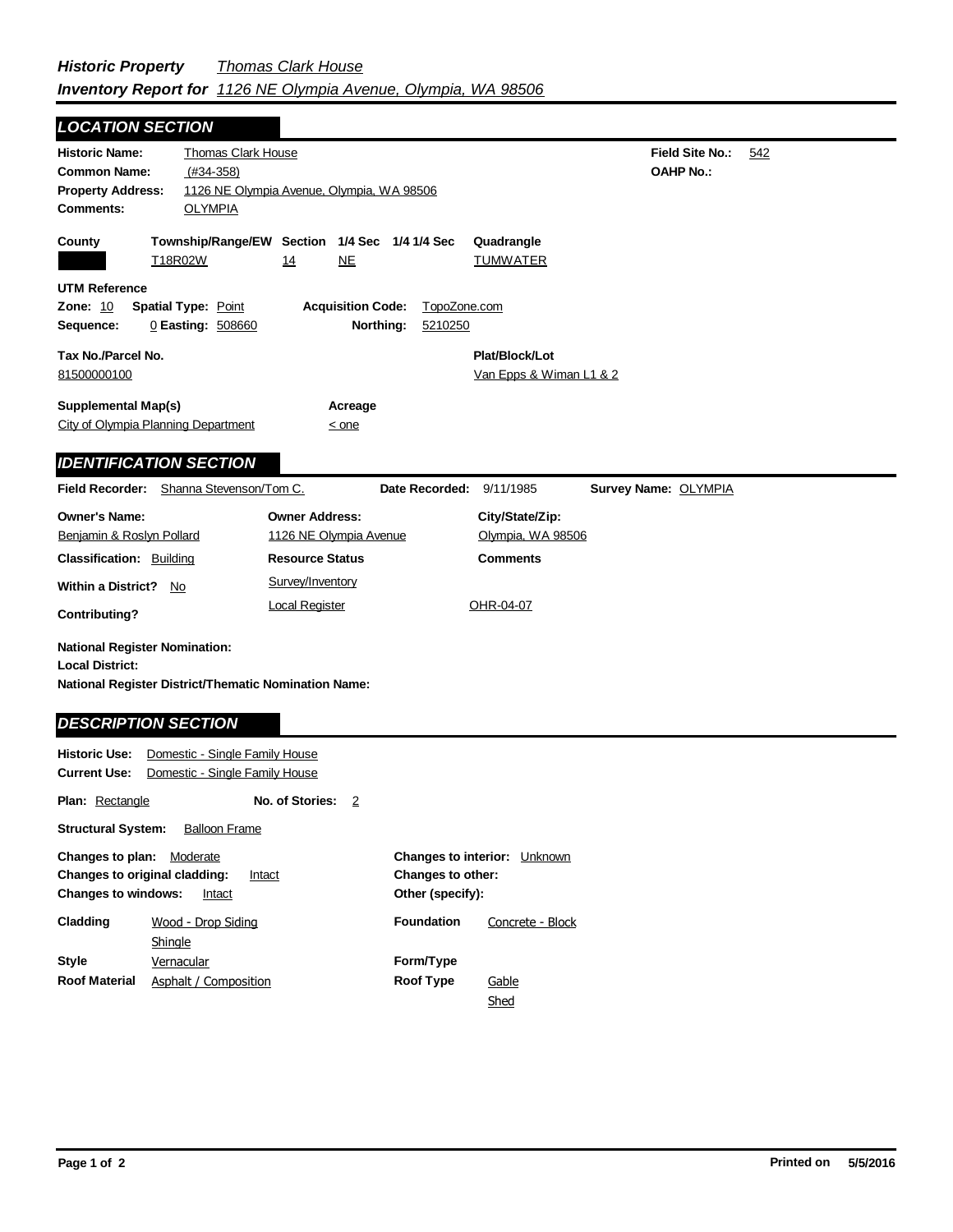***Historic Property*** *Thomas Clark House*
***Inventory Report for*** *1126 NE Olympia Avenue, Olympia, WA 98506*

## *LOCATION SECTION*

**Historic Name:** Thomas Clark House
**Field Site No.:** 542
**Common Name:** (#34-358)
**OAHP No.:**
**Property Address:** 1126 NE Olympia Avenue, Olympia, WA 98506
**Comments:** OLYMPIA

| County | Township/Range/EW | Section | 1/4 Sec | 1/4 1/4 Sec | Quadrangle |
|---|---|---|---|---|---|
| | T18R02W | 14 | NE | | TUMWATER |

**UTM Reference**
**Zone:** 10 **Spatial Type:** Point **Acquisition Code:** TopoZone.com
**Sequence:** 0 **Easting:** 508660 **Northing:** 5210250

**Tax No./Parcel No.** 81500000100
**Plat/Block/Lot** Van Epps & Wiman L1 & 2

**Supplemental Map(s)** City of Olympia Planning Department
**Acreage** < one

## *IDENTIFICATION SECTION*

**Field Recorder:** Shanna Stevenson/Tom C. **Date Recorded:** 9/11/1985 **Survey Name:** OLYMPIA

| Owner's Name: | Owner Address: | City/State/Zip: |
|---|---|---|
| Benjamin & Roslyn Pollard | 1126 NE Olympia Avenue | Olympia, WA 98506 |

**Classification:** Building
**Within a District?** No
**Contributing?**

| Resource Status | Comments |
|---|---|
| Survey/Inventory | |
| Local Register | OHR-04-07 |

**National Register Nomination:**
**Local District:**
**National Register District/Thematic Nomination Name:**

## *DESCRIPTION SECTION*

**Historic Use:** Domestic - Single Family House
**Current Use:** Domestic - Single Family House

**Plan:** Rectangle **No. of Stories:** 2

**Structural System:** Balloon Frame

**Changes to plan:** Moderate
**Changes to original cladding:** Intact
**Changes to windows:** Intact
**Changes to interior:** Unknown
**Changes to other:**
**Other (specify):**

**Cladding** Wood - Drop Siding, Shingle
**Foundation** Concrete - Block
**Style** Vernacular
**Form/Type**
**Roof Material** Asphalt / Composition
**Roof Type** Gable, Shed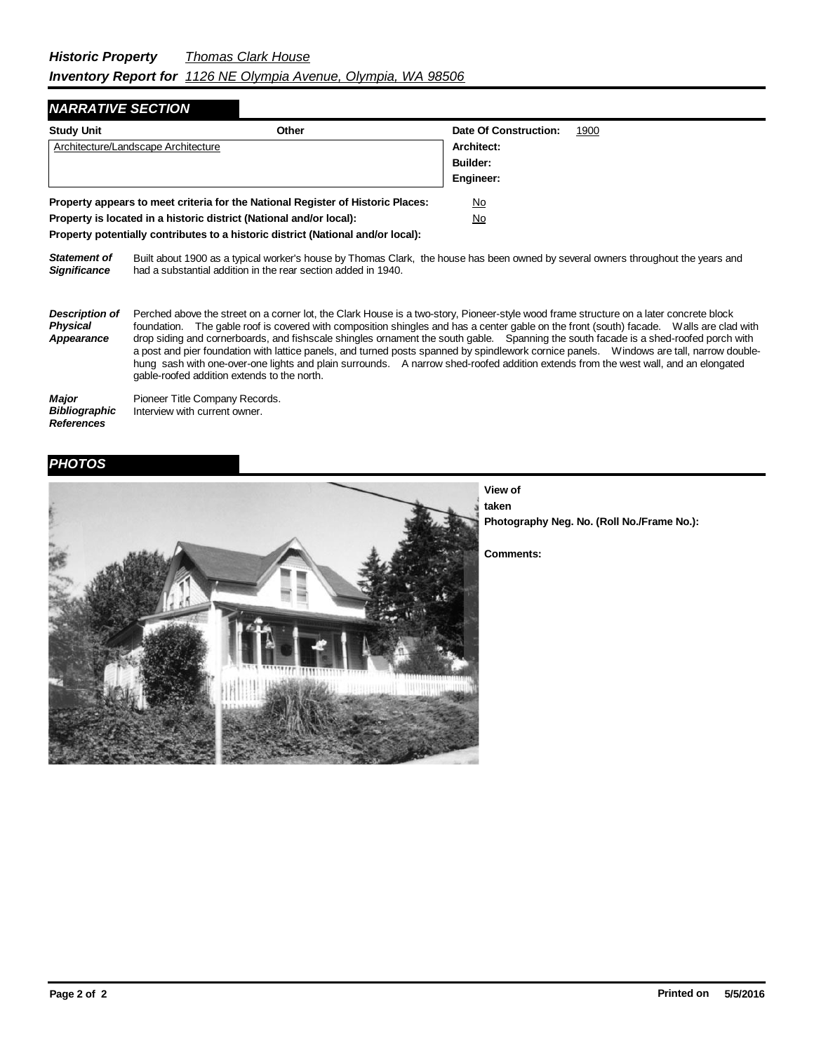**Historic Property** *Thomas Clark House*

**Inventory Report for** *1126 NE Olympia Avenue, Olympia, WA 98506*

## NARRATIVE SECTION

| Study Unit | Other | Date Of Construction: | 1900 |
|---|---|---|---|
| Architecture/Landscape Architecture | | Architect: | |
| | | Builder: | |
| | | Engineer: | |

**Property appears to meet criteria for the National Register of Historic Places:** No

**Property is located in a historic district (National and/or local):** No

**Property potentially contributes to a historic district (National and/or local):**

***Statement of Significance***

Built about 1900 as a typical worker's house by Thomas Clark, the house has been owned by several owners throughout the years and had a substantial addition in the rear section added in 1940.

***Description of Physical Appearance***

Perched above the street on a corner lot, the Clark House is a two-story, Pioneer-style wood frame structure on a later concrete block foundation. The gable roof is covered with composition shingles and has a center gable on the front (south) facade. Walls are clad with drop siding and cornerboards, and fishscale shingles ornament the south gable. Spanning the south facade is a shed-roofed porch with a post and pier foundation with lattice panels, and turned posts spanned by spindlework cornice panels. Windows are tall, narrow double-hung sash with one-over-one lights and plain surrounds. A narrow shed-roofed addition extends from the west wall, and an elongated gable-roofed addition extends to the north.

***Major Bibliographic References***

Pioneer Title Company Records.
Interview with current owner.

## PHOTOS

**View of**
**taken**
**Photography Neg. No. (Roll No./Frame No.):**

**Comments:**